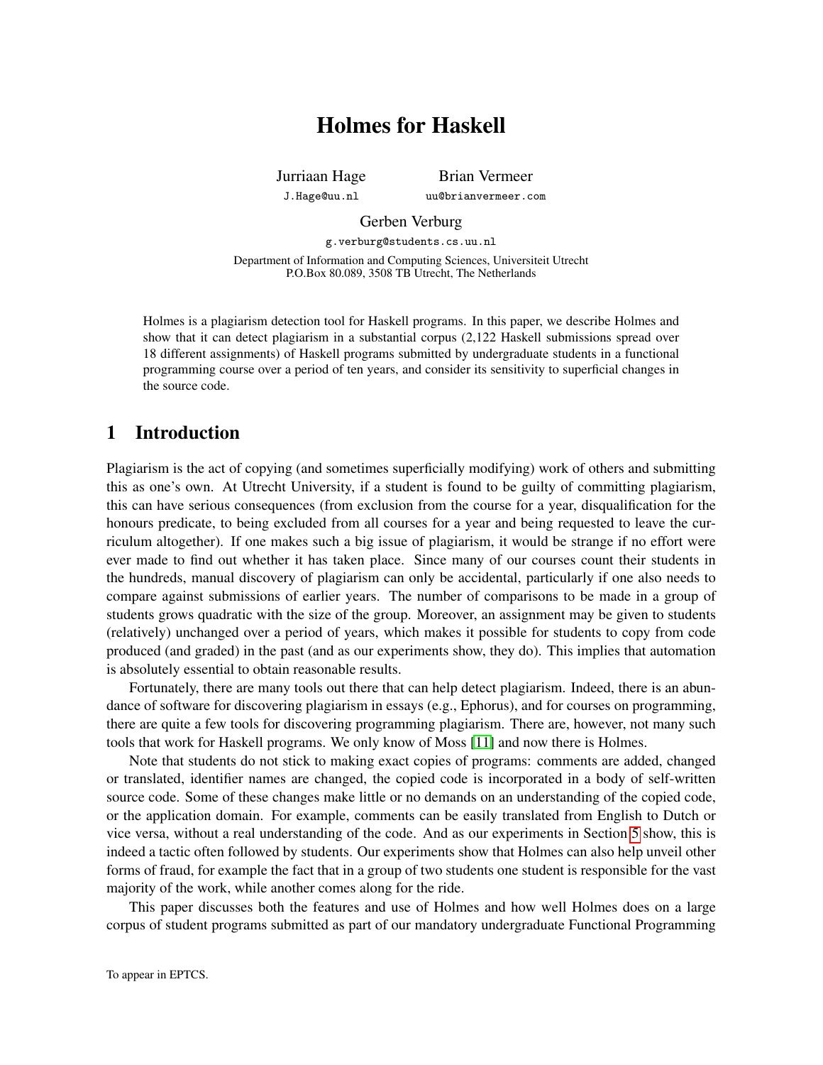# Holmes for Haskell

Jurriaan Hage
J.Hage@uu.nl

Brian Vermeer
uu@brianvermeer.com

Gerben Verburg
g.verburg@students.cs.uu.nl

Department of Information and Computing Sciences, Universiteit Utrecht
P.O.Box 80.089, 3508 TB Utrecht, The Netherlands

Holmes is a plagiarism detection tool for Haskell programs. In this paper, we describe Holmes and show that it can detect plagiarism in a substantial corpus (2,122 Haskell submissions spread over 18 different assignments) of Haskell programs submitted by undergraduate students in a functional programming course over a period of ten years, and consider its sensitivity to superficial changes in the source code.

## 1 Introduction

Plagiarism is the act of copying (and sometimes superficially modifying) work of others and submitting this as one's own. At Utrecht University, if a student is found to be guilty of committing plagiarism, this can have serious consequences (from exclusion from the course for a year, disqualification for the honours predicate, to being excluded from all courses for a year and being requested to leave the curriculum altogether). If one makes such a big issue of plagiarism, it would be strange if no effort were ever made to find out whether it has taken place. Since many of our courses count their students in the hundreds, manual discovery of plagiarism can only be accidental, particularly if one also needs to compare against submissions of earlier years. The number of comparisons to be made in a group of students grows quadratic with the size of the group. Moreover, an assignment may be given to students (relatively) unchanged over a period of years, which makes it possible for students to copy from code produced (and graded) in the past (and as our experiments show, they do). This implies that automation is absolutely essential to obtain reasonable results.

Fortunately, there are many tools out there that can help detect plagiarism. Indeed, there is an abundance of software for discovering plagiarism in essays (e.g., Ephorus), and for courses on programming, there are quite a few tools for discovering programming plagiarism. There are, however, not many such tools that work for Haskell programs. We only know of Moss [11] and now there is Holmes.

Note that students do not stick to making exact copies of programs: comments are added, changed or translated, identifier names are changed, the copied code is incorporated in a body of self-written source code. Some of these changes make little or no demands on an understanding of the copied code, or the application domain. For example, comments can be easily translated from English to Dutch or vice versa, without a real understanding of the code. And as our experiments in Section 5 show, this is indeed a tactic often followed by students. Our experiments show that Holmes can also help unveil other forms of fraud, for example the fact that in a group of two students one student is responsible for the vast majority of the work, while another comes along for the ride.

This paper discusses both the features and use of Holmes and how well Holmes does on a large corpus of student programs submitted as part of our mandatory undergraduate Functional Programming

To appear in EPTCS.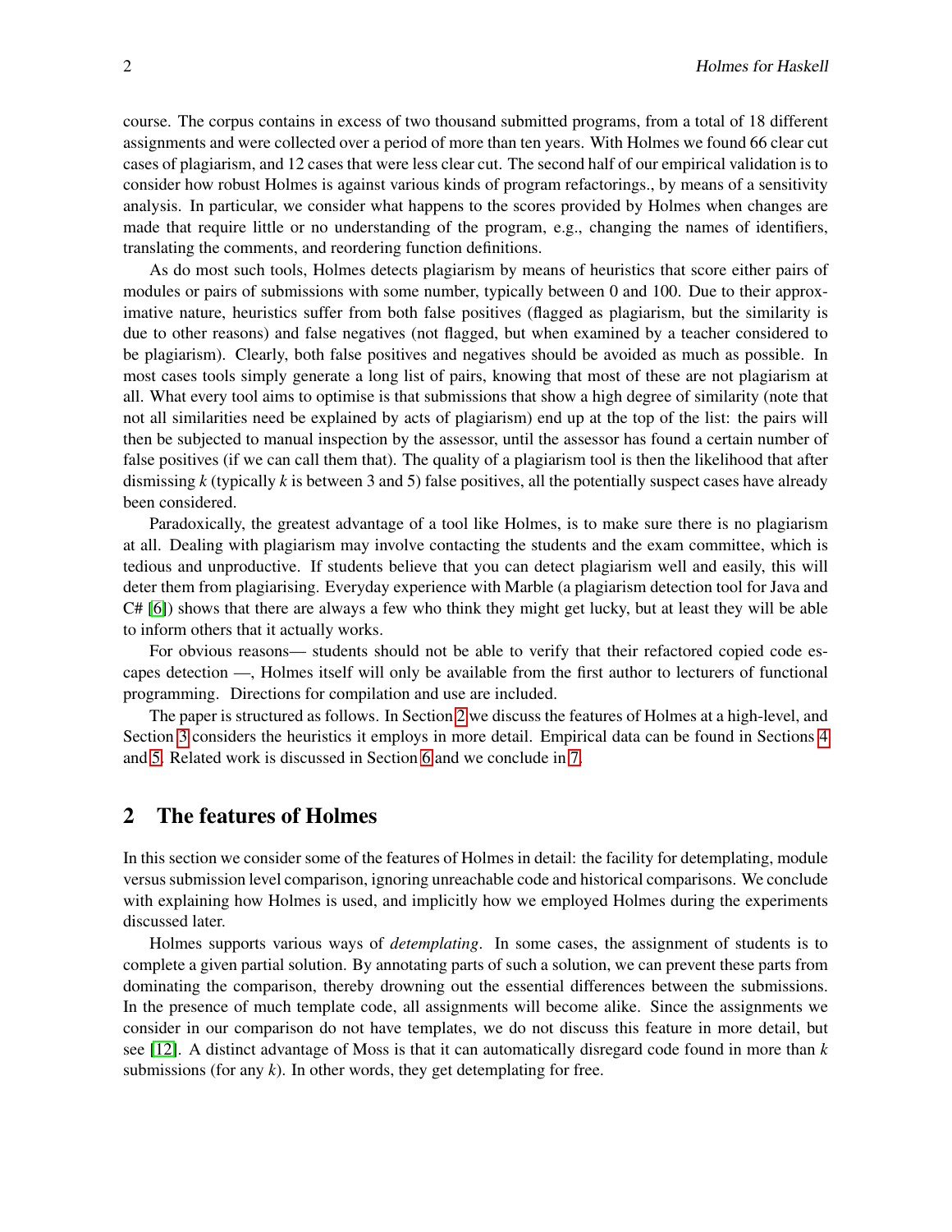course. The corpus contains in excess of two thousand submitted programs, from a total of 18 different assignments and were collected over a period of more than ten years. With Holmes we found 66 clear cut cases of plagiarism, and 12 cases that were less clear cut. The second half of our empirical validation is to consider how robust Holmes is against various kinds of program refactorings., by means of a sensitivity analysis. In particular, we consider what happens to the scores provided by Holmes when changes are made that require little or no understanding of the program, e.g., changing the names of identifiers, translating the comments, and reordering function definitions.

As do most such tools, Holmes detects plagiarism by means of heuristics that score either pairs of modules or pairs of submissions with some number, typically between 0 and 100. Due to their approximative nature, heuristics suffer from both false positives (flagged as plagiarism, but the similarity is due to other reasons) and false negatives (not flagged, but when examined by a teacher considered to be plagiarism). Clearly, both false positives and negatives should be avoided as much as possible. In most cases tools simply generate a long list of pairs, knowing that most of these are not plagiarism at all. What every tool aims to optimise is that submissions that show a high degree of similarity (note that not all similarities need be explained by acts of plagiarism) end up at the top of the list: the pairs will then be subjected to manual inspection by the assessor, until the assessor has found a certain number of false positives (if we can call them that). The quality of a plagiarism tool is then the likelihood that after dismissing $k$ (typically $k$ is between 3 and 5) false positives, all the potentially suspect cases have already been considered.

Paradoxically, the greatest advantage of a tool like Holmes, is to make sure there is no plagiarism at all. Dealing with plagiarism may involve contacting the students and the exam committee, which is tedious and unproductive. If students believe that you can detect plagiarism well and easily, this will deter them from plagiarising. Everyday experience with Marble (a plagiarism detection tool for Java and C# [6]) shows that there are always a few who think they might get lucky, but at least they will be able to inform others that it actually works.

For obvious reasons— students should not be able to verify that their refactored copied code escapes detection —, Holmes itself will only be available from the first author to lecturers of functional programming. Directions for compilation and use are included.

The paper is structured as follows. In Section 2 we discuss the features of Holmes at a high-level, and Section 3 considers the heuristics it employs in more detail. Empirical data can be found in Sections 4 and 5. Related work is discussed in Section 6 and we conclude in 7.

## 2 The features of Holmes

In this section we consider some of the features of Holmes in detail: the facility for detemplating, module versus submission level comparison, ignoring unreachable code and historical comparisons. We conclude with explaining how Holmes is used, and implicitly how we employed Holmes during the experiments discussed later.

Holmes supports various ways of *detemplating*. In some cases, the assignment of students is to complete a given partial solution. By annotating parts of such a solution, we can prevent these parts from dominating the comparison, thereby drowning out the essential differences between the submissions. In the presence of much template code, all assignments will become alike. Since the assignments we consider in our comparison do not have templates, we do not discuss this feature in more detail, but see [12]. A distinct advantage of Moss is that it can automatically disregard code found in more than $k$ submissions (for any $k$). In other words, they get detemplating for free.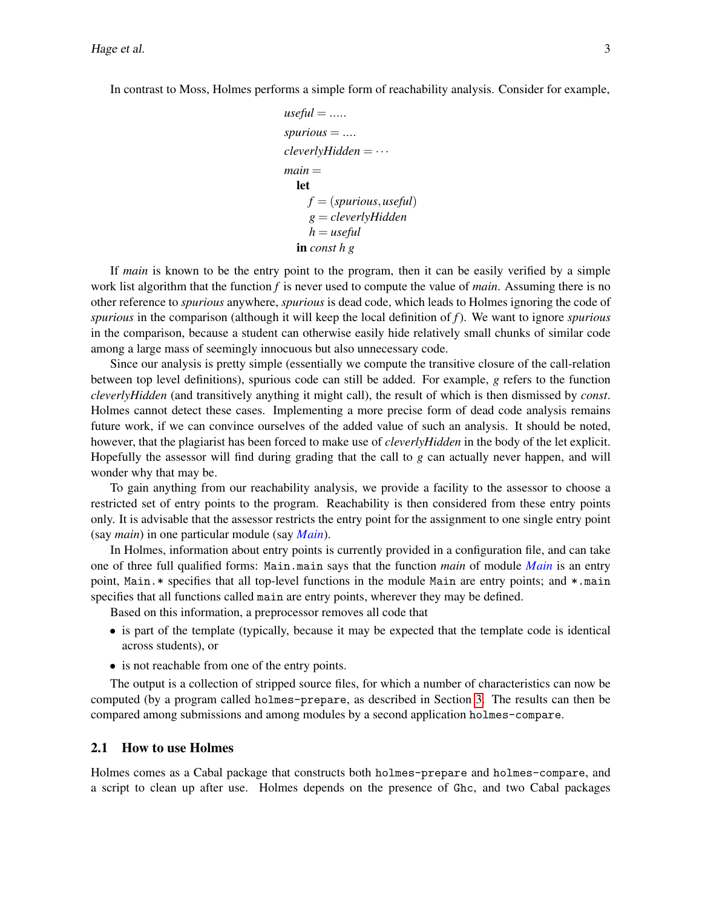In contrast to Moss, Holmes performs a simple form of reachability analysis. Consider for example,

```
useful = .....
spurious = ....
cleverlyHidden = ···
main =
  let
    f = (spurious, useful)
    g = cleverlyHidden
    h = useful
  in const h g
```

If *main* is known to be the entry point to the program, then it can be easily verified by a simple work list algorithm that the function *f* is never used to compute the value of *main*. Assuming there is no other reference to *spurious* anywhere, *spurious* is dead code, which leads to Holmes ignoring the code of *spurious* in the comparison (although it will keep the local definition of *f*). We want to ignore *spurious* in the comparison, because a student can otherwise easily hide relatively small chunks of similar code among a large mass of seemingly innocuous but also unnecessary code.

Since our analysis is pretty simple (essentially we compute the transitive closure of the call-relation between top level definitions), spurious code can still be added. For example, *g* refers to the function *cleverlyHidden* (and transitively anything it might call), the result of which is then dismissed by *const*. Holmes cannot detect these cases. Implementing a more precise form of dead code analysis remains future work, if we can convince ourselves of the added value of such an analysis. It should be noted, however, that the plagiarist has been forced to make use of *cleverlyHidden* in the body of the let explicit. Hopefully the assessor will find during grading that the call to *g* can actually never happen, and will wonder why that may be.

To gain anything from our reachability analysis, we provide a facility to the assessor to choose a restricted set of entry points to the program. Reachability is then considered from these entry points only. It is advisable that the assessor restricts the entry point for the assignment to one single entry point (say *main*) in one particular module (say *Main*).

In Holmes, information about entry points is currently provided in a configuration file, and can take one of three full qualified forms: `Main.main` says that the function *main* of module *Main* is an entry point, `Main.*` specifies that all top-level functions in the module `Main` are entry points; and `*.main` specifies that all functions called `main` are entry points, wherever they may be defined.

Based on this information, a preprocessor removes all code that

- is part of the template (typically, because it may be expected that the template code is identical across students), or
- is not reachable from one of the entry points.

The output is a collection of stripped source files, for which a number of characteristics can now be computed (by a program called `holmes-prepare`, as described in Section 3. The results can then be compared among submissions and among modules by a second application `holmes-compare`.

## 2.1 How to use Holmes

Holmes comes as a Cabal package that constructs both `holmes-prepare` and `holmes-compare`, and a script to clean up after use. Holmes depends on the presence of `Ghc`, and two Cabal packages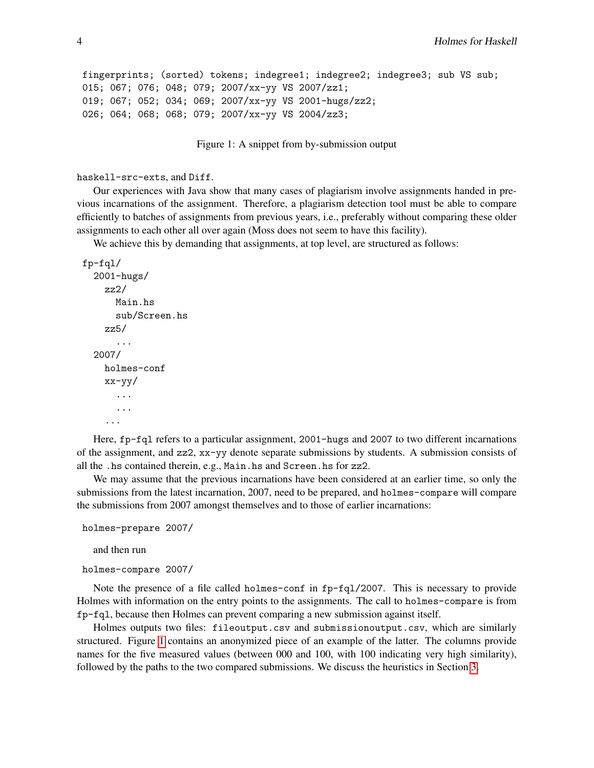```
fingerprints; (sorted) tokens; indegree1; indegree2; indegree3; sub VS sub;
015; 067; 076; 048; 079; 2007/xx-yy VS 2007/zz1;
019; 067; 052; 034; 069; 2007/xx-yy VS 2001-hugs/zz2;
026; 064; 068; 068; 079; 2007/xx-yy VS 2004/zz3;
```

Figure 1: A snippet from by-submission output

haskell-src-exts, and Diff.

Our experiences with Java show that many cases of plagiarism involve assignments handed in previous incarnations of the assignment. Therefore, a plagiarism detection tool must be able to compare efficiently to batches of assignments from previous years, i.e., preferably without comparing these older assignments to each other all over again (Moss does not seem to have this facility).

We achieve this by demanding that assignments, at top level, are structured as follows:

```
fp-fql/
  2001-hugs/
    zz2/
      Main.hs
      sub/Screen.hs
    zz5/
      ...
  2007/
    holmes-conf
    xx-yy/
      ...
      ...
    ...
```

Here, fp-fql refers to a particular assignment, 2001-hugs and 2007 to two different incarnations of the assignment, and zz2, xx-yy denote separate submissions by students. A submission consists of all the .hs contained therein, e.g., Main.hs and Screen.hs for zz2.

We may assume that the previous incarnations have been considered at an earlier time, so only the submissions from the latest incarnation, 2007, need to be prepared, and holmes-compare will compare the submissions from 2007 amongst themselves and to those of earlier incarnations:

```
holmes-prepare 2007/
```

and then run

```
holmes-compare 2007/
```

Note the presence of a file called holmes-conf in fp-fql/2007. This is necessary to provide Holmes with information on the entry points to the assignments. The call to holmes-compare is from fp-fql, because then Holmes can prevent comparing a new submission against itself.

Holmes outputs two files: fileoutput.csv and submissionoutput.csv, which are similarly structured. Figure 1 contains an anonymized piece of an example of the latter. The columns provide names for the five measured values (between 000 and 100, with 100 indicating very high similarity), followed by the paths to the two compared submissions. We discuss the heuristics in Section 3.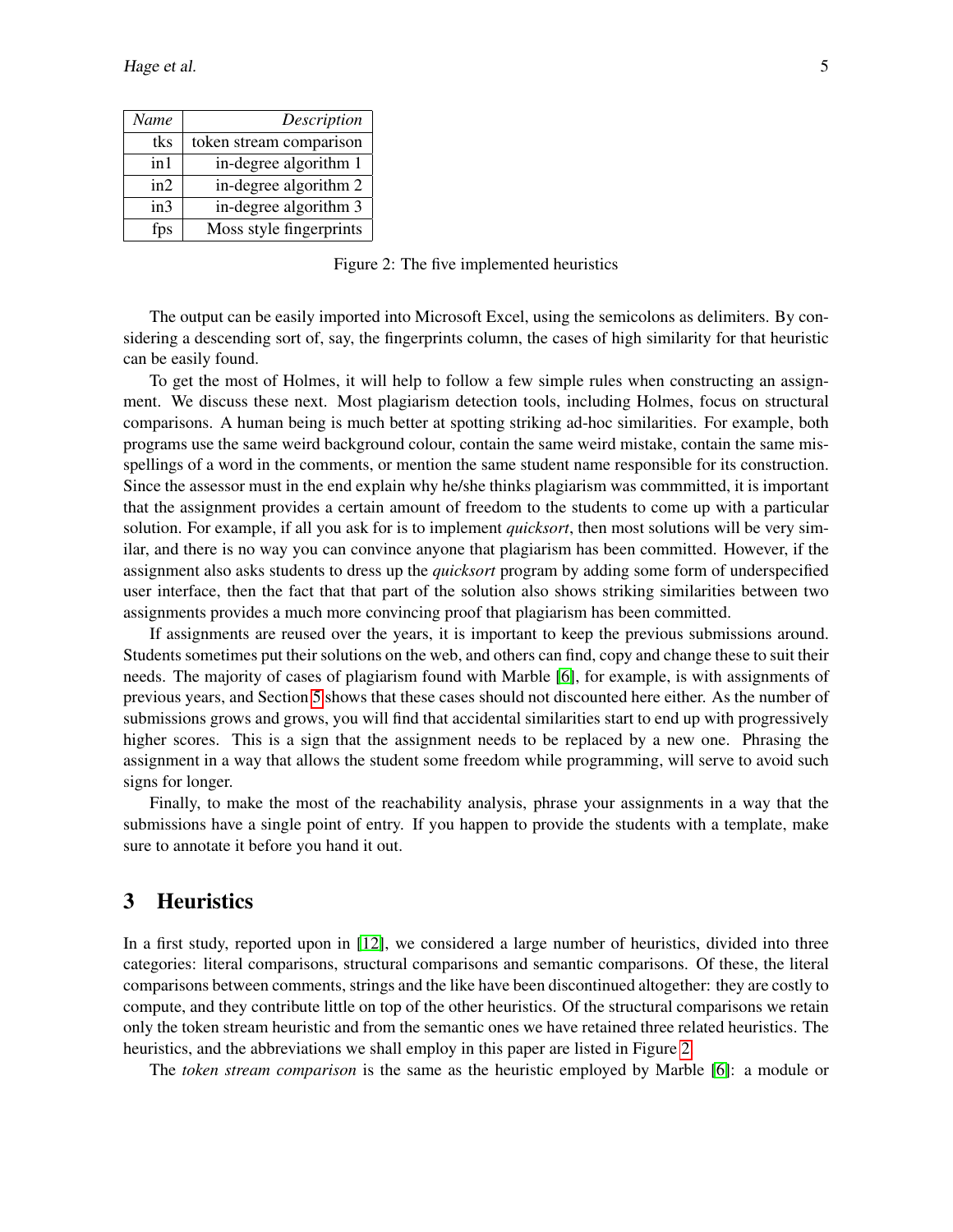| *Name* | *Description* |
|---|---|
| tks | token stream comparison |
| in1 | in-degree algorithm 1 |
| in2 | in-degree algorithm 2 |
| in3 | in-degree algorithm 3 |
| fps | Moss style fingerprints |

Figure 2: The five implemented heuristics

The output can be easily imported into Microsoft Excel, using the semicolons as delimiters. By considering a descending sort of, say, the fingerprints column, the cases of high similarity for that heuristic can be easily found.

To get the most of Holmes, it will help to follow a few simple rules when constructing an assignment. We discuss these next. Most plagiarism detection tools, including Holmes, focus on structural comparisons. A human being is much better at spotting striking ad-hoc similarities. For example, both programs use the same weird background colour, contain the same weird mistake, contain the same misspellings of a word in the comments, or mention the same student name responsible for its construction. Since the assessor must in the end explain why he/she thinks plagiarism was commmitted, it is important that the assignment provides a certain amount of freedom to the students to come up with a particular solution. For example, if all you ask for is to implement *quicksort*, then most solutions will be very similar, and there is no way you can convince anyone that plagiarism has been committed. However, if the assignment also asks students to dress up the *quicksort* program by adding some form of underspecified user interface, then the fact that that part of the solution also shows striking similarities between two assignments provides a much more convincing proof that plagiarism has been committed.

If assignments are reused over the years, it is important to keep the previous submissions around. Students sometimes put their solutions on the web, and others can find, copy and change these to suit their needs. The majority of cases of plagiarism found with Marble [6], for example, is with assignments of previous years, and Section 5 shows that these cases should not discounted here either. As the number of submissions grows and grows, you will find that accidental similarities start to end up with progressively higher scores. This is a sign that the assignment needs to be replaced by a new one. Phrasing the assignment in a way that allows the student some freedom while programming, will serve to avoid such signs for longer.

Finally, to make the most of the reachability analysis, phrase your assignments in a way that the submissions have a single point of entry. If you happen to provide the students with a template, make sure to annotate it before you hand it out.

## 3 Heuristics

In a first study, reported upon in [12], we considered a large number of heuristics, divided into three categories: literal comparisons, structural comparisons and semantic comparisons. Of these, the literal comparisons between comments, strings and the like have been discontinued altogether: they are costly to compute, and they contribute little on top of the other heuristics. Of the structural comparisons we retain only the token stream heuristic and from the semantic ones we have retained three related heuristics. The heuristics, and the abbreviations we shall employ in this paper are listed in Figure 2.

The *token stream comparison* is the same as the heuristic employed by Marble [6]: a module or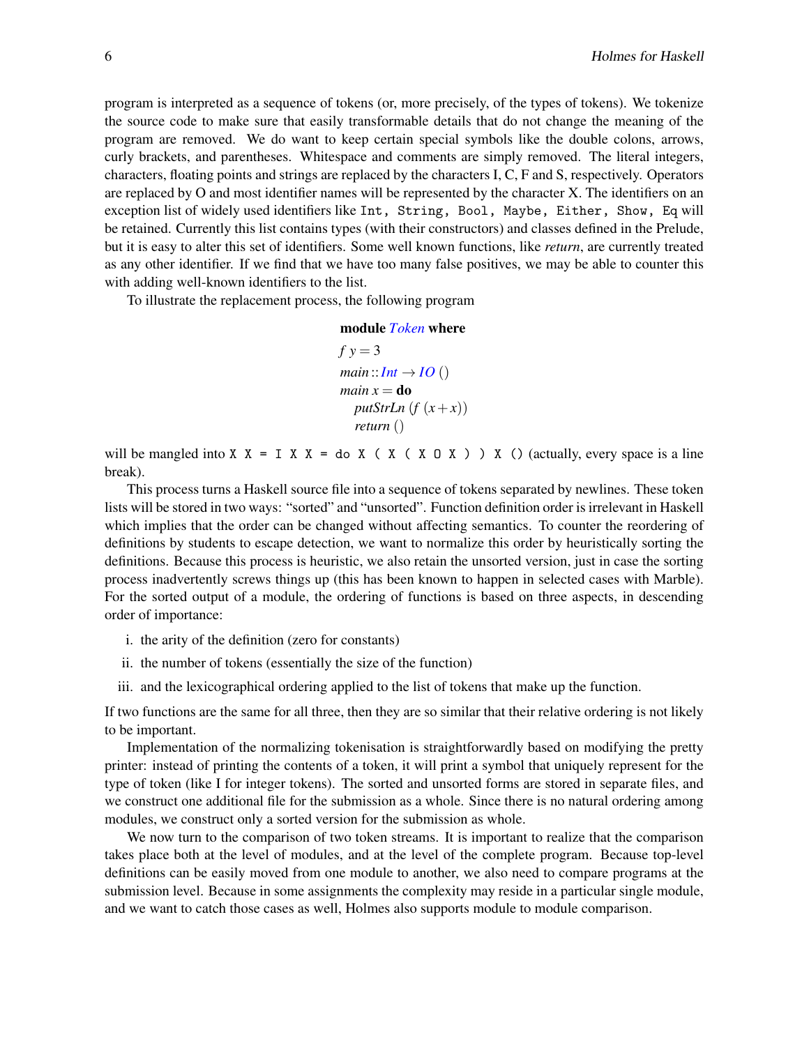program is interpreted as a sequence of tokens (or, more precisely, of the types of tokens). We tokenize the source code to make sure that easily transformable details that do not change the meaning of the program are removed. We do want to keep certain special symbols like the double colons, arrows, curly brackets, and parentheses. Whitespace and comments are simply removed. The literal integers, characters, floating points and strings are replaced by the characters I, C, F and S, respectively. Operators are replaced by O and most identifier names will be represented by the character X. The identifiers on an exception list of widely used identifiers like `Int`, `String`, `Bool`, `Maybe`, `Either`, `Show`, `Eq` will be retained. Currently this list contains types (with their constructors) and classes defined in the Prelude, but it is easy to alter this set of identifiers. Some well known functions, like *return*, are currently treated as any other identifier. If we find that we have too many false positives, we may be able to counter this with adding well-known identifiers to the list.

To illustrate the replacement process, the following program

```haskell
module Token where
f y = 3
main :: Int -> IO ()
main x = do
  putStrLn (f (x + x))
  return ()
```

will be mangled into `X X = I X X = do X ( X ( X O X ) ) X ()` (actually, every space is a line break).

This process turns a Haskell source file into a sequence of tokens separated by newlines. These token lists will be stored in two ways: "sorted" and "unsorted". Function definition order is irrelevant in Haskell which implies that the order can be changed without affecting semantics. To counter the reordering of definitions by students to escape detection, we want to normalize this order by heuristically sorting the definitions. Because this process is heuristic, we also retain the unsorted version, just in case the sorting process inadvertently screws things up (this has been known to happen in selected cases with Marble). For the sorted output of a module, the ordering of functions is based on three aspects, in descending order of importance:

i. the arity of the definition (zero for constants)
ii. the number of tokens (essentially the size of the function)
iii. and the lexicographical ordering applied to the list of tokens that make up the function.

If two functions are the same for all three, then they are so similar that their relative ordering is not likely to be important.

Implementation of the normalizing tokenisation is straightforwardly based on modifying the pretty printer: instead of printing the contents of a token, it will print a symbol that uniquely represent for the type of token (like I for integer tokens). The sorted and unsorted forms are stored in separate files, and we construct one additional file for the submission as a whole. Since there is no natural ordering among modules, we construct only a sorted version for the submission as whole.

We now turn to the comparison of two token streams. It is important to realize that the comparison takes place both at the level of modules, and at the level of the complete program. Because top-level definitions can be easily moved from one module to another, we also need to compare programs at the submission level. Because in some assignments the complexity may reside in a particular single module, and we want to catch those cases as well, Holmes also supports module to module comparison.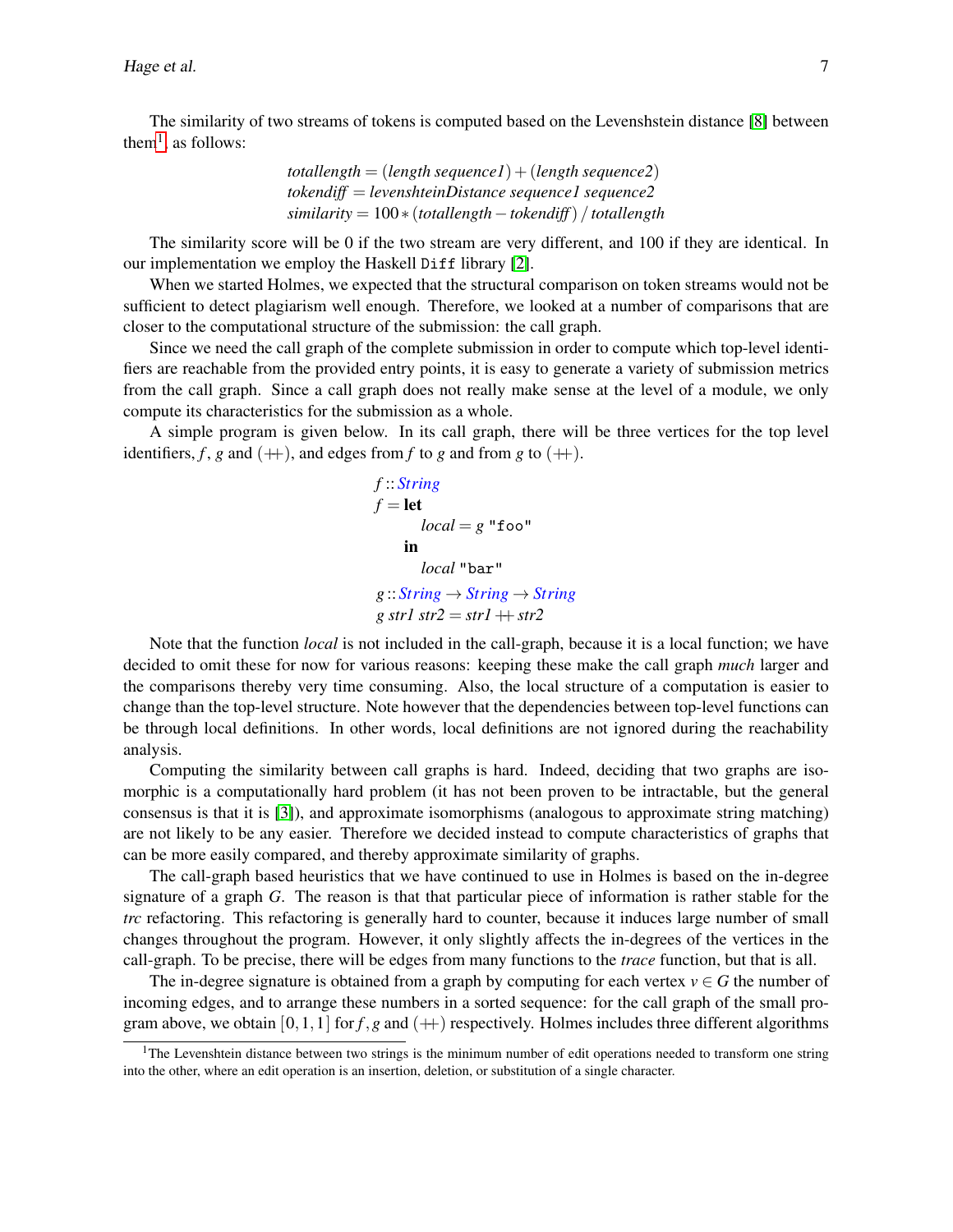The similarity of two streams of tokens is computed based on the Levenshstein distance [8] between them[1], as follows:

$$
\begin{aligned}
&\mathit{totallength} = (\mathit{length}\ \mathit{sequence1}) + (\mathit{length}\ \mathit{sequence2}) \\
&\mathit{tokendiff} = \mathit{levenshteinDistance}\ \mathit{sequence1}\ \mathit{sequence2} \\
&\mathit{similarity} = 100 * (\mathit{totallength} - \mathit{tokendiff})\ /\ \mathit{totallength}
\end{aligned}
$$

The similarity score will be 0 if the two stream are very different, and 100 if they are identical. In our implementation we employ the Haskell `Diff` library [2].

When we started Holmes, we expected that the structural comparison on token streams would not be sufficient to detect plagiarism well enough. Therefore, we looked at a number of comparisons that are closer to the computational structure of the submission: the call graph.

Since we need the call graph of the complete submission in order to compute which top-level identifiers are reachable from the provided entry points, it is easy to generate a variety of submission metrics from the call graph. Since a call graph does not really make sense at the level of a module, we only compute its characteristics for the submission as a whole.

A simple program is given below. In its call graph, there will be three vertices for the top level identifiers, $f$, $g$ and $(+\!\!+)$, and edges from $f$ to $g$ and from $g$ to $(+\!\!+)$.

```haskell
f :: String
f = let
      local = g "foo"
    in
      local "bar"
g :: String -> String -> String
g str1 str2 = str1 ++ str2
```

Note that the function *local* is not included in the call-graph, because it is a local function; we have decided to omit these for now for various reasons: keeping these make the call graph *much* larger and the comparisons thereby very time consuming. Also, the local structure of a computation is easier to change than the top-level structure. Note however that the dependencies between top-level functions can be through local definitions. In other words, local definitions are not ignored during the reachability analysis.

Computing the similarity between call graphs is hard. Indeed, deciding that two graphs are isomorphic is a computationally hard problem (it has not been proven to be intractable, but the general consensus is that it is [3]), and approximate isomorphisms (analogous to approximate string matching) are not likely to be any easier. Therefore we decided instead to compute characteristics of graphs that can be more easily compared, and thereby approximate similarity of graphs.

The call-graph based heuristics that we have continued to use in Holmes is based on the in-degree signature of a graph $G$. The reason is that that particular piece of information is rather stable for the *trc* refactoring. This refactoring is generally hard to counter, because it induces large number of small changes throughout the program. However, it only slightly affects the in-degrees of the vertices in the call-graph. To be precise, there will be edges from many functions to the *trace* function, but that is all.

The in-degree signature is obtained from a graph by computing for each vertex $v \in G$ the number of incoming edges, and to arrange these numbers in a sorted sequence: for the call graph of the small program above, we obtain $[0,1,1]$ for $f, g$ and $(+\!\!+)$ respectively. Holmes includes three different algorithms

---

[1] The Levenshtein distance between two strings is the minimum number of edit operations needed to transform one string into the other, where an edit operation is an insertion, deletion, or substitution of a single character.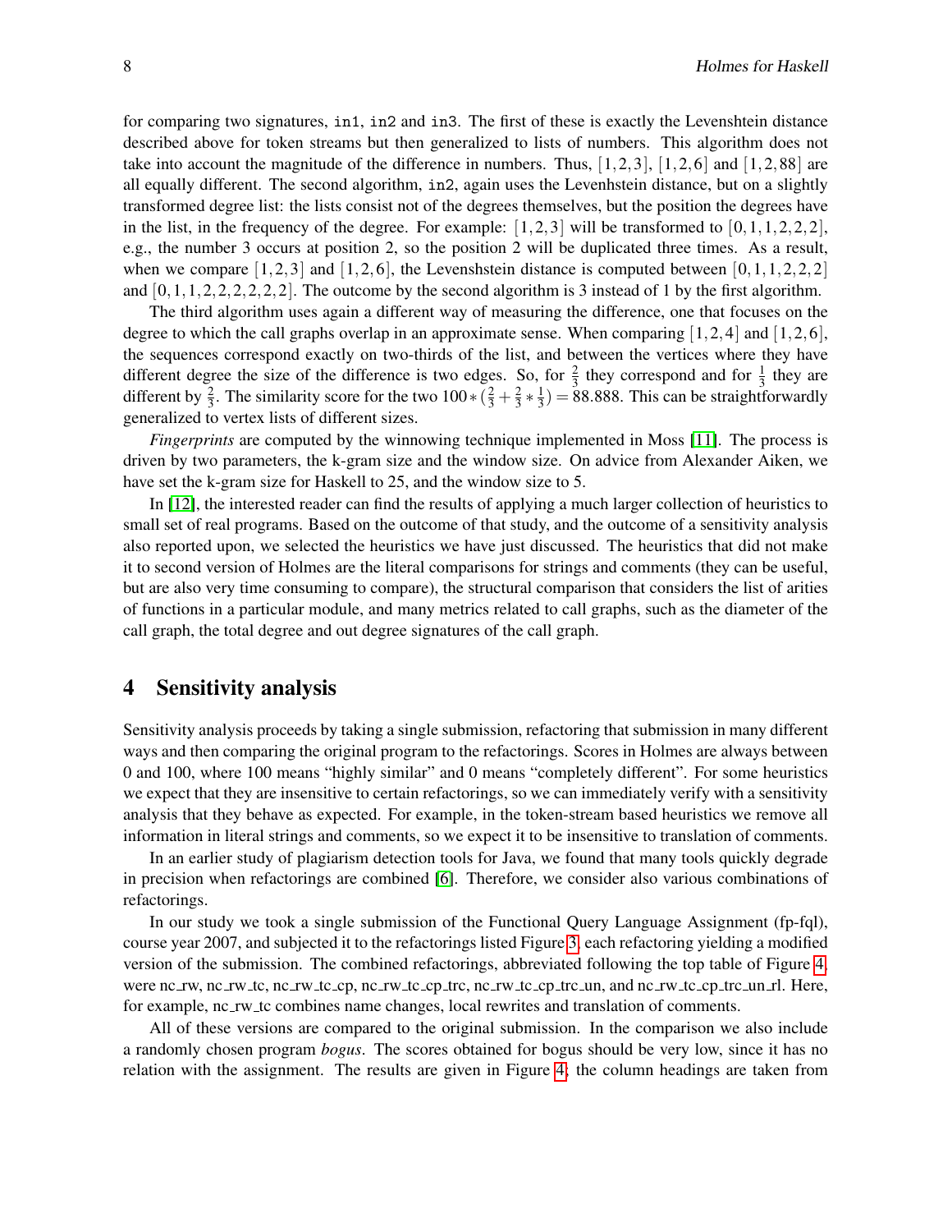for comparing two signatures, `in1`, `in2` and `in3`. The first of these is exactly the Levenshtein distance described above for token streams but then generalized to lists of numbers. This algorithm does not take into account the magnitude of the difference in numbers. Thus, $[1,2,3]$, $[1,2,6]$ and $[1,2,88]$ are all equally different. The second algorithm, `in2`, again uses the Levenhstein distance, but on a slightly transformed degree list: the lists consist not of the degrees themselves, but the position the degrees have in the list, in the frequency of the degree. For example: $[1,2,3]$ will be transformed to $[0,1,1,2,2,2]$, e.g., the number 3 occurs at position 2, so the position 2 will be duplicated three times. As a result, when we compare $[1,2,3]$ and $[1,2,6]$, the Levenshstein distance is computed between $[0,1,1,2,2,2]$ and $[0,1,1,2,2,2,2,2,2]$. The outcome by the second algorithm is 3 instead of 1 by the first algorithm.

The third algorithm uses again a different way of measuring the difference, one that focuses on the degree to which the call graphs overlap in an approximate sense. When comparing $[1,2,4]$ and $[1,2,6]$, the sequences correspond exactly on two-thirds of the list, and between the vertices where they have different degree the size of the difference is two edges. So, for $\frac{2}{3}$ they correspond and for $\frac{1}{3}$ they are different by $\frac{2}{3}$. The similarity score for the two $100*(\frac{2}{3}+\frac{2}{3}*\frac{1}{3}) = 88.888$. This can be straightforwardly generalized to vertex lists of different sizes.

*Fingerprints* are computed by the winnowing technique implemented in Moss [11]. The process is driven by two parameters, the k-gram size and the window size. On advice from Alexander Aiken, we have set the k-gram size for Haskell to 25, and the window size to 5.

In [12], the interested reader can find the results of applying a much larger collection of heuristics to small set of real programs. Based on the outcome of that study, and the outcome of a sensitivity analysis also reported upon, we selected the heuristics we have just discussed. The heuristics that did not make it to second version of Holmes are the literal comparisons for strings and comments (they can be useful, but are also very time consuming to compare), the structural comparison that considers the list of arities of functions in a particular module, and many metrics related to call graphs, such as the diameter of the call graph, the total degree and out degree signatures of the call graph.

## 4 Sensitivity analysis

Sensitivity analysis proceeds by taking a single submission, refactoring that submission in many different ways and then comparing the original program to the refactorings. Scores in Holmes are always between 0 and 100, where 100 means "highly similar" and 0 means "completely different". For some heuristics we expect that they are insensitive to certain refactorings, so we can immediately verify with a sensitivity analysis that they behave as expected. For example, in the token-stream based heuristics we remove all information in literal strings and comments, so we expect it to be insensitive to translation of comments.

In an earlier study of plagiarism detection tools for Java, we found that many tools quickly degrade in precision when refactorings are combined [6]. Therefore, we consider also various combinations of refactorings.

In our study we took a single submission of the Functional Query Language Assignment (fp-fql), course year 2007, and subjected it to the refactorings listed Figure 3, each refactoring yielding a modified version of the submission. The combined refactorings, abbreviated following the top table of Figure 4, were nc_rw, nc_rw_tc, nc_rw_tc_cp, nc_rw_tc_cp_trc, nc_rw_tc_cp_trc_un, and nc_rw_tc_cp_trc_un_rl. Here, for example, nc_rw_tc combines name changes, local rewrites and translation of comments.

All of these versions are compared to the original submission. In the comparison we also include a randomly chosen program *bogus*. The scores obtained for bogus should be very low, since it has no relation with the assignment. The results are given in Figure 4; the column headings are taken from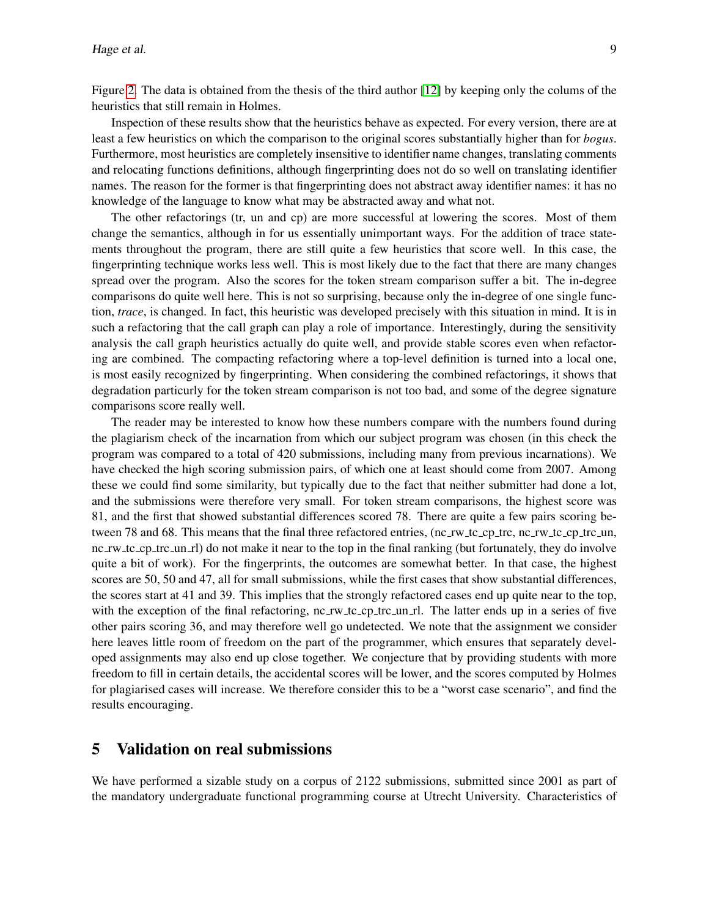Figure 2. The data is obtained from the thesis of the third author [12] by keeping only the colums of the heuristics that still remain in Holmes.

Inspection of these results show that the heuristics behave as expected. For every version, there are at least a few heuristics on which the comparison to the original scores substantially higher than for *bogus*. Furthermore, most heuristics are completely insensitive to identifier name changes, translating comments and relocating functions definitions, although fingerprinting does not do so well on translating identifier names. The reason for the former is that fingerprinting does not abstract away identifier names: it has no knowledge of the language to know what may be abstracted away and what not.

The other refactorings (tr, un and cp) are more successful at lowering the scores. Most of them change the semantics, although in for us essentially unimportant ways. For the addition of trace statements throughout the program, there are still quite a few heuristics that score well. In this case, the fingerprinting technique works less well. This is most likely due to the fact that there are many changes spread over the program. Also the scores for the token stream comparison suffer a bit. The in-degree comparisons do quite well here. This is not so surprising, because only the in-degree of one single function, *trace*, is changed. In fact, this heuristic was developed precisely with this situation in mind. It is in such a refactoring that the call graph can play a role of importance. Interestingly, during the sensitivity analysis the call graph heuristics actually do quite well, and provide stable scores even when refactoring are combined. The compacting refactoring where a top-level definition is turned into a local one, is most easily recognized by fingerprinting. When considering the combined refactorings, it shows that degradation particurly for the token stream comparison is not too bad, and some of the degree signature comparisons score really well.

The reader may be interested to know how these numbers compare with the numbers found during the plagiarism check of the incarnation from which our subject program was chosen (in this check the program was compared to a total of 420 submissions, including many from previous incarnations). We have checked the high scoring submission pairs, of which one at least should come from 2007. Among these we could find some similarity, but typically due to the fact that neither submitter had done a lot, and the submissions were therefore very small. For token stream comparisons, the highest score was 81, and the first that showed substantial differences scored 78. There are quite a few pairs scoring between 78 and 68. This means that the final three refactored entries, (nc_rw_tc_cp_trc, nc_rw_tc_cp_trc_un, nc_rw_tc_cp_trc_un_rl) do not make it near to the top in the final ranking (but fortunately, they do involve quite a bit of work). For the fingerprints, the outcomes are somewhat better. In that case, the highest scores are 50, 50 and 47, all for small submissions, while the first cases that show substantial differences, the scores start at 41 and 39. This implies that the strongly refactored cases end up quite near to the top, with the exception of the final refactoring, nc_rw_tc_cp_trc_un_rl. The latter ends up in a series of five other pairs scoring 36, and may therefore well go undetected. We note that the assignment we consider here leaves little room of freedom on the part of the programmer, which ensures that separately developed assignments may also end up close together. We conjecture that by providing students with more freedom to fill in certain details, the accidental scores will be lower, and the scores computed by Holmes for plagiarised cases will increase. We therefore consider this to be a "worst case scenario", and find the results encouraging.

## 5 Validation on real submissions

We have performed a sizable study on a corpus of 2122 submissions, submitted since 2001 as part of the mandatory undergraduate functional programming course at Utrecht University. Characteristics of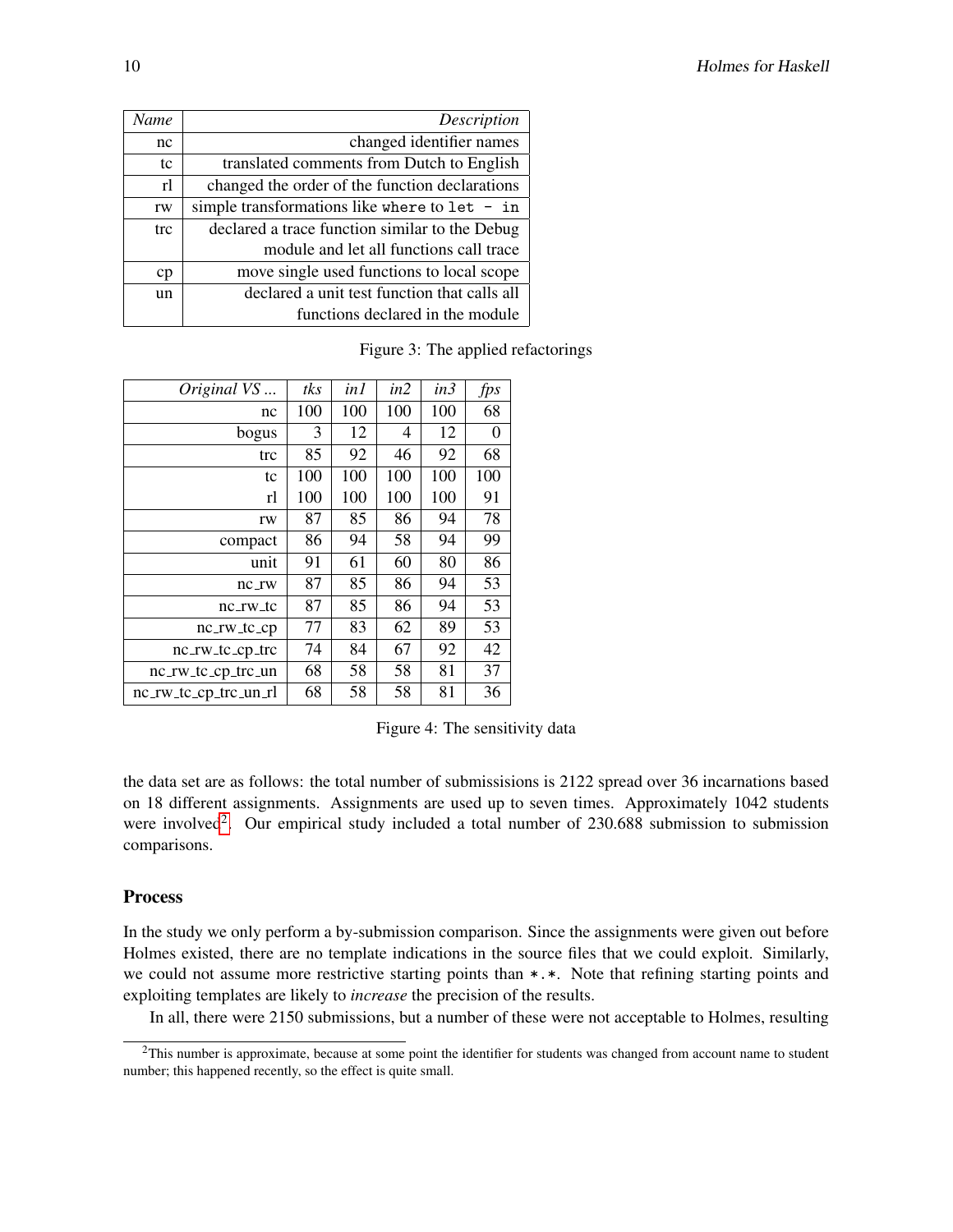| *Name* | *Description* |
|---|---|
| nc | changed identifier names |
| tc | translated comments from Dutch to English |
| rl | changed the order of the function declarations |
| rw | simple transformations like `where` to `let - in` |
| trc | declared a trace function similar to the Debug module and let all functions call trace |
| cp | move single used functions to local scope |
| un | declared a unit test function that calls all functions declared in the module |

Figure 3: The applied refactorings

| *Original VS ...* | *tks* | *in1* | *in2* | *in3* | *fps* |
|---|---|---|---|---|---|
| nc | 100 | 100 | 100 | 100 | 68 |
| bogus | 3 | 12 | 4 | 12 | 0 |
| trc | 85 | 92 | 46 | 92 | 68 |
| tc | 100 | 100 | 100 | 100 | 100 |
| rl | 100 | 100 | 100 | 100 | 91 |
| rw | 87 | 85 | 86 | 94 | 78 |
| compact | 86 | 94 | 58 | 94 | 99 |
| unit | 91 | 61 | 60 | 80 | 86 |
| nc_rw | 87 | 85 | 86 | 94 | 53 |
| nc_rw_tc | 87 | 85 | 86 | 94 | 53 |
| nc_rw_tc_cp | 77 | 83 | 62 | 89 | 53 |
| nc_rw_tc_cp_trc | 74 | 84 | 67 | 92 | 42 |
| nc_rw_tc_cp_trc_un | 68 | 58 | 58 | 81 | 37 |
| nc_rw_tc_cp_trc_un_rl | 68 | 58 | 58 | 81 | 36 |

Figure 4: The sensitivity data

the data set are as follows: the total number of submissisions is 2122 spread over 36 incarnations based on 18 different assignments. Assignments are used up to seven times. Approximately 1042 students were involved[2]. Our empirical study included a total number of 230.688 submission to submission comparisons.

### Process

In the study we only perform a by-submission comparison. Since the assignments were given out before Holmes existed, there are no template indications in the source files that we could exploit. Similarly, we could not assume more restrictive starting points than `*.*`. Note that refining starting points and exploiting templates are likely to *increase* the precision of the results.

In all, there were 2150 submissions, but a number of these were not acceptable to Holmes, resulting

[2] This number is approximate, because at some point the identifier for students was changed from account name to student number; this happened recently, so the effect is quite small.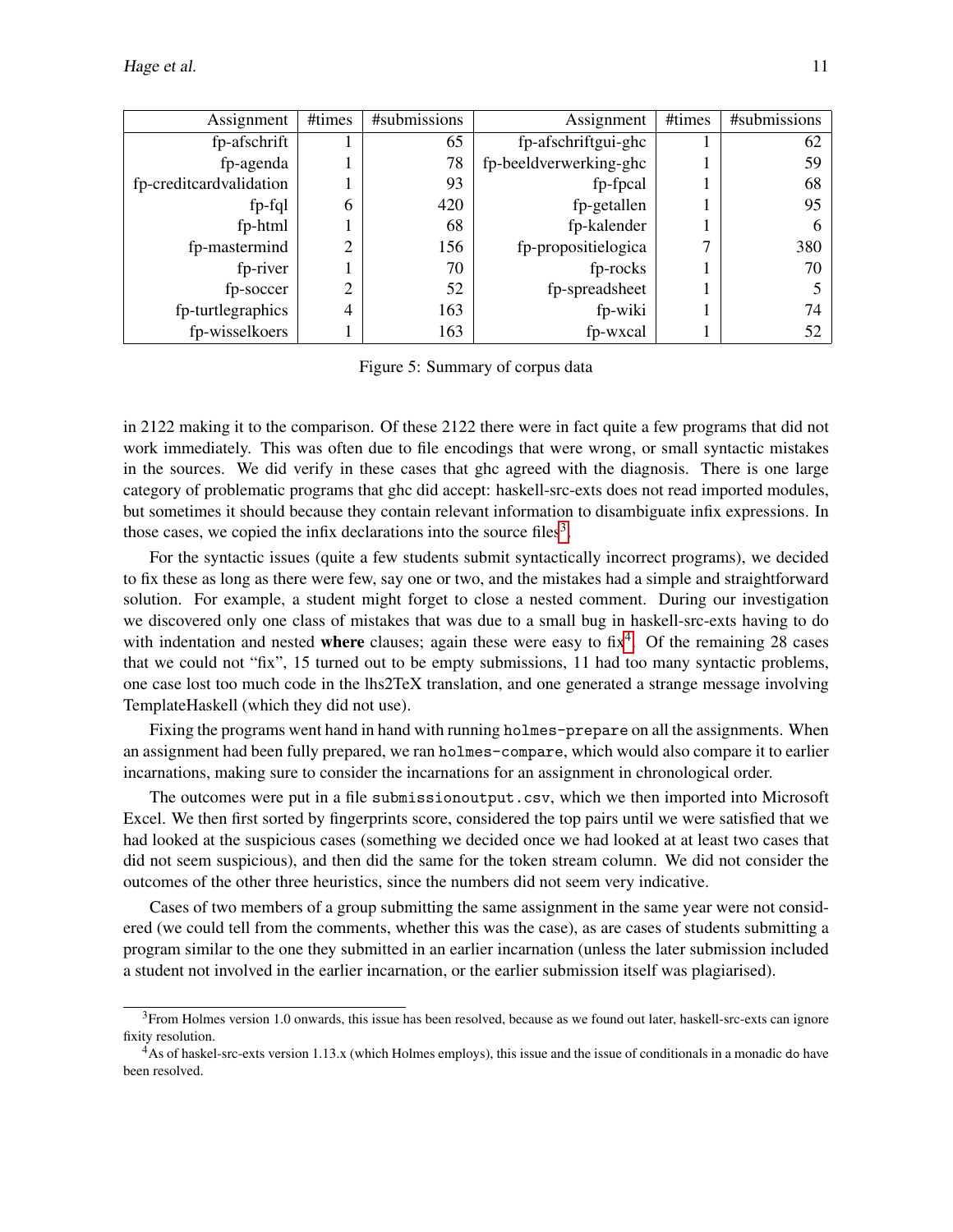| Assignment | #times | #submissions | Assignment | #times | #submissions |
|---:|---:|---:|---:|---:|---:|
| fp-afschrift | 1 | 65 | fp-afschriftgui-ghc | 1 | 62 |
| fp-agenda | 1 | 78 | fp-beeldverwerking-ghc | 1 | 59 |
| fp-creditcardvalidation | 1 | 93 | fp-fpcal | 1 | 68 |
| fp-fql | 6 | 420 | fp-getallen | 1 | 95 |
| fp-html | 1 | 68 | fp-kalender | 1 | 6 |
| fp-mastermind | 2 | 156 | fp-propositielogica | 7 | 380 |
| fp-river | 1 | 70 | fp-rocks | 1 | 70 |
| fp-soccer | 2 | 52 | fp-spreadsheet | 1 | 5 |
| fp-turtlegraphics | 4 | 163 | fp-wiki | 1 | 74 |
| fp-wisselkoers | 1 | 163 | fp-wxcal | 1 | 52 |

Figure 5: Summary of corpus data

in 2122 making it to the comparison. Of these 2122 there were in fact quite a few programs that did not work immediately. This was often due to file encodings that were wrong, or small syntactic mistakes in the sources. We did verify in these cases that ghc agreed with the diagnosis. There is one large category of problematic programs that ghc did accept: haskell-src-exts does not read imported modules, but sometimes it should because they contain relevant information to disambiguate infix expressions. In those cases, we copied the infix declarations into the source files[3].

For the syntactic issues (quite a few students submit syntactically incorrect programs), we decided to fix these as long as there were few, say one or two, and the mistakes had a simple and straightforward solution. For example, a student might forget to close a nested comment. During our investigation we discovered only one class of mistakes that was due to a small bug in haskell-src-exts having to do with indentation and nested **where** clauses; again these were easy to fix[4]. Of the remaining 28 cases that we could not "fix", 15 turned out to be empty submissions, 11 had too many syntactic problems, one case lost too much code in the lhs2TeX translation, and one generated a strange message involving TemplateHaskell (which they did not use).

Fixing the programs went hand in hand with running `holmes-prepare` on all the assignments. When an assignment had been fully prepared, we ran `holmes-compare`, which would also compare it to earlier incarnations, making sure to consider the incarnations for an assignment in chronological order.

The outcomes were put in a file `submissionoutput.csv`, which we then imported into Microsoft Excel. We then first sorted by fingerprints score, considered the top pairs until we were satisfied that we had looked at the suspicious cases (something we decided once we had looked at at least two cases that did not seem suspicious), and then did the same for the token stream column. We did not consider the outcomes of the other three heuristics, since the numbers did not seem very indicative.

Cases of two members of a group submitting the same assignment in the same year were not considered (we could tell from the comments, whether this was the case), as are cases of students submitting a program similar to the one they submitted in an earlier incarnation (unless the later submission included a student not involved in the earlier incarnation, or the earlier submission itself was plagiarised).

---

[3] From Holmes version 1.0 onwards, this issue has been resolved, because as we found out later, haskell-src-exts can ignore fixity resolution.

[4] As of haskel-src-exts version 1.13.x (which Holmes employs), this issue and the issue of conditionals in a monadic `do` have been resolved.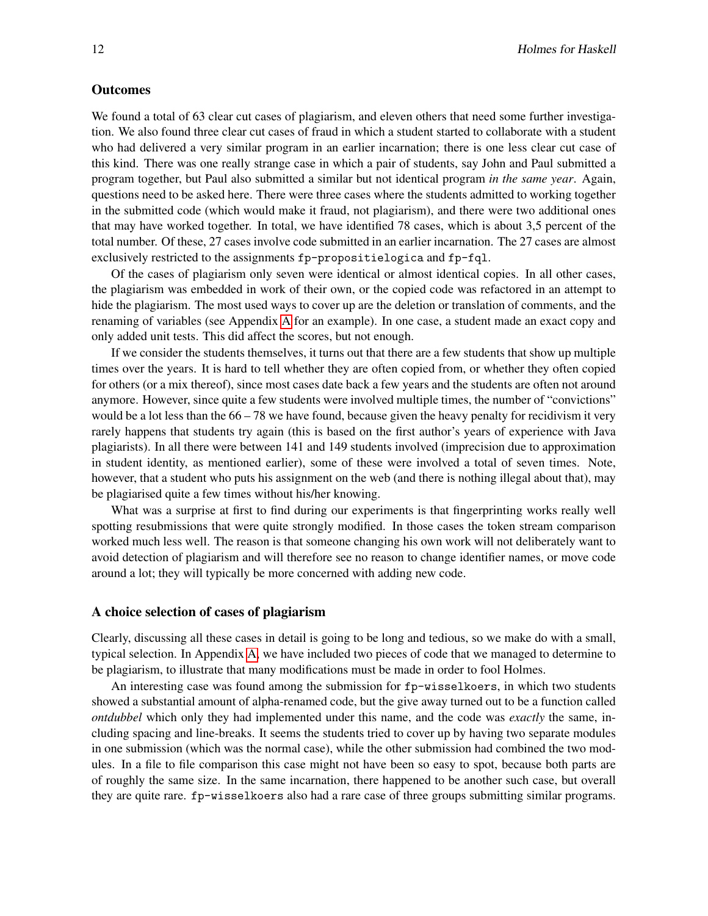### Outcomes

We found a total of 63 clear cut cases of plagiarism, and eleven others that need some further investigation. We also found three clear cut cases of fraud in which a student started to collaborate with a student who had delivered a very similar program in an earlier incarnation; there is one less clear cut case of this kind. There was one really strange case in which a pair of students, say John and Paul submitted a program together, but Paul also submitted a similar but not identical program *in the same year*. Again, questions need to be asked here. There were three cases where the students admitted to working together in the submitted code (which would make it fraud, not plagiarism), and there were two additional ones that may have worked together. In total, we have identified 78 cases, which is about 3,5 percent of the total number. Of these, 27 cases involve code submitted in an earlier incarnation. The 27 cases are almost exclusively restricted to the assignments `fp-propositielogica` and `fp-fql`.

Of the cases of plagiarism only seven were identical or almost identical copies. In all other cases, the plagiarism was embedded in work of their own, or the copied code was refactored in an attempt to hide the plagiarism. The most used ways to cover up are the deletion or translation of comments, and the renaming of variables (see Appendix A for an example). In one case, a student made an exact copy and only added unit tests. This did affect the scores, but not enough.

If we consider the students themselves, it turns out that there are a few students that show up multiple times over the years. It is hard to tell whether they are often copied from, or whether they often copied for others (or a mix thereof), since most cases date back a few years and the students are often not around anymore. However, since quite a few students were involved multiple times, the number of "convictions" would be a lot less than the 66 – 78 we have found, because given the heavy penalty for recidivism it very rarely happens that students try again (this is based on the first author's years of experience with Java plagiarists). In all there were between 141 and 149 students involved (imprecision due to approximation in student identity, as mentioned earlier), some of these were involved a total of seven times. Note, however, that a student who puts his assignment on the web (and there is nothing illegal about that), may be plagiarised quite a few times without his/her knowing.

What was a surprise at first to find during our experiments is that fingerprinting works really well spotting resubmissions that were quite strongly modified. In those cases the token stream comparison worked much less well. The reason is that someone changing his own work will not deliberately want to avoid detection of plagiarism and will therefore see no reason to change identifier names, or move code around a lot; they will typically be more concerned with adding new code.

### A choice selection of cases of plagiarism

Clearly, discussing all these cases in detail is going to be long and tedious, so we make do with a small, typical selection. In Appendix A, we have included two pieces of code that we managed to determine to be plagiarism, to illustrate that many modifications must be made in order to fool Holmes.

An interesting case was found among the submission for `fp-wisselkoers`, in which two students showed a substantial amount of alpha-renamed code, but the give away turned out to be a function called *ontdubbel* which only they had implemented under this name, and the code was *exactly* the same, including spacing and line-breaks. It seems the students tried to cover up by having two separate modules in one submission (which was the normal case), while the other submission had combined the two modules. In a file to file comparison this case might not have been so easy to spot, because both parts are of roughly the same size. In the same incarnation, there happened to be another such case, but overall they are quite rare. `fp-wisselkoers` also had a rare case of three groups submitting similar programs.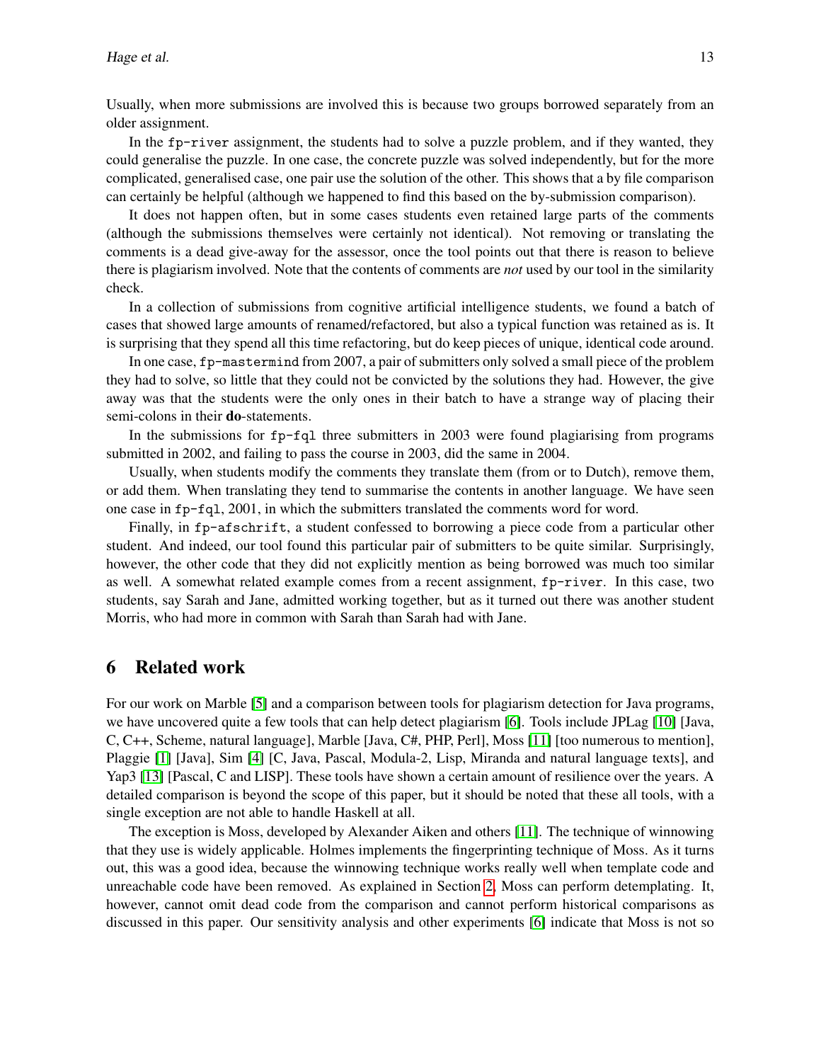Usually, when more submissions are involved this is because two groups borrowed separately from an older assignment.

In the `fp-river` assignment, the students had to solve a puzzle problem, and if they wanted, they could generalise the puzzle. In one case, the concrete puzzle was solved independently, but for the more complicated, generalised case, one pair use the solution of the other. This shows that a by file comparison can certainly be helpful (although we happened to find this based on the by-submission comparison).

It does not happen often, but in some cases students even retained large parts of the comments (although the submissions themselves were certainly not identical). Not removing or translating the comments is a dead give-away for the assessor, once the tool points out that there is reason to believe there is plagiarism involved. Note that the contents of comments are *not* used by our tool in the similarity check.

In a collection of submissions from cognitive artificial intelligence students, we found a batch of cases that showed large amounts of renamed/refactored, but also a typical function was retained as is. It is surprising that they spend all this time refactoring, but do keep pieces of unique, identical code around.

In one case, `fp-mastermind` from 2007, a pair of submitters only solved a small piece of the problem they had to solve, so little that they could not be convicted by the solutions they had. However, the give away was that the students were the only ones in their batch to have a strange way of placing their semi-colons in their **do**-statements.

In the submissions for `fp-fql` three submitters in 2003 were found plagiarising from programs submitted in 2002, and failing to pass the course in 2003, did the same in 2004.

Usually, when students modify the comments they translate them (from or to Dutch), remove them, or add them. When translating they tend to summarise the contents in another language. We have seen one case in `fp-fql`, 2001, in which the submitters translated the comments word for word.

Finally, in `fp-afschrift`, a student confessed to borrowing a piece code from a particular other student. And indeed, our tool found this particular pair of submitters to be quite similar. Surprisingly, however, the other code that they did not explicitly mention as being borrowed was much too similar as well. A somewhat related example comes from a recent assignment, `fp-river`. In this case, two students, say Sarah and Jane, admitted working together, but as it turned out there was another student Morris, who had more in common with Sarah than Sarah had with Jane.

## 6 Related work

For our work on Marble [5] and a comparison between tools for plagiarism detection for Java programs, we have uncovered quite a few tools that can help detect plagiarism [6]. Tools include JPLag [10] [Java, C, C++, Scheme, natural language], Marble [Java, C#, PHP, Perl], Moss [11] [too numerous to mention], Plaggie [1] [Java], Sim [4] [C, Java, Pascal, Modula-2, Lisp, Miranda and natural language texts], and Yap3 [13] [Pascal, C and LISP]. These tools have shown a certain amount of resilience over the years. A detailed comparison is beyond the scope of this paper, but it should be noted that these all tools, with a single exception are not able to handle Haskell at all.

The exception is Moss, developed by Alexander Aiken and others [11]. The technique of winnowing that they use is widely applicable. Holmes implements the fingerprinting technique of Moss. As it turns out, this was a good idea, because the winnowing technique works really well when template code and unreachable code have been removed. As explained in Section 2, Moss can perform detemplating. It, however, cannot omit dead code from the comparison and cannot perform historical comparisons as discussed in this paper. Our sensitivity analysis and other experiments [6] indicate that Moss is not so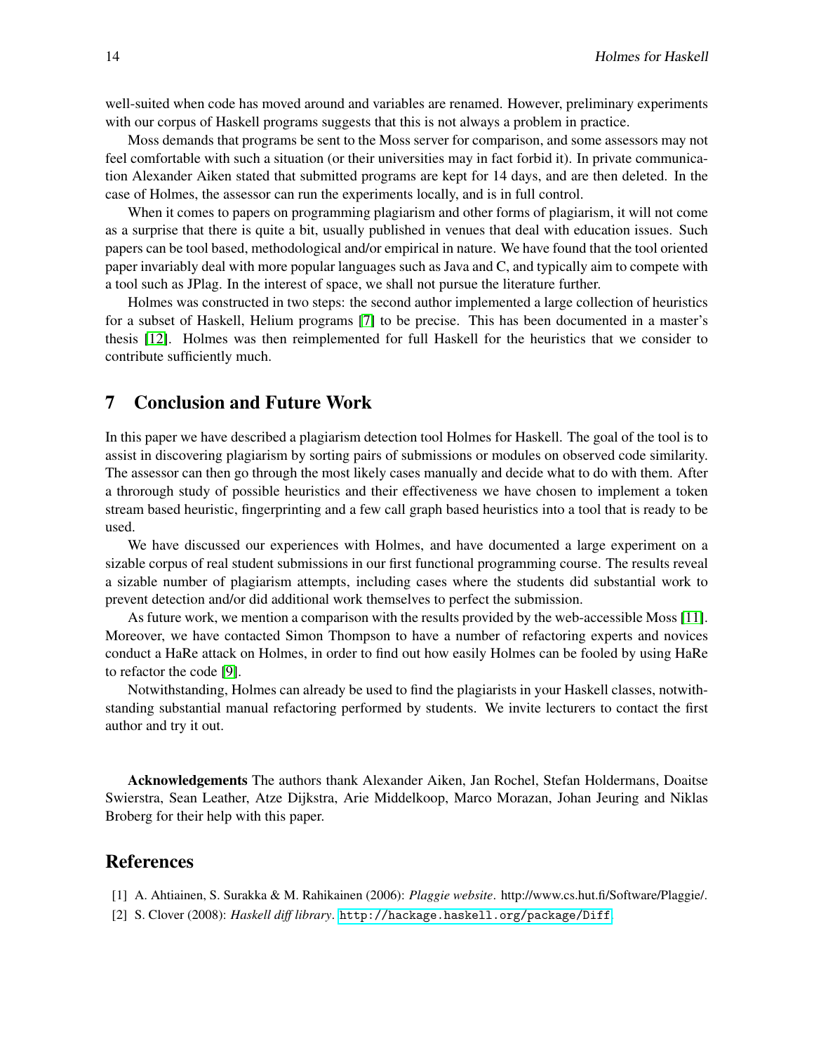well-suited when code has moved around and variables are renamed. However, preliminary experiments with our corpus of Haskell programs suggests that this is not always a problem in practice.

Moss demands that programs be sent to the Moss server for comparison, and some assessors may not feel comfortable with such a situation (or their universities may in fact forbid it). In private communication Alexander Aiken stated that submitted programs are kept for 14 days, and are then deleted. In the case of Holmes, the assessor can run the experiments locally, and is in full control.

When it comes to papers on programming plagiarism and other forms of plagiarism, it will not come as a surprise that there is quite a bit, usually published in venues that deal with education issues. Such papers can be tool based, methodological and/or empirical in nature. We have found that the tool oriented paper invariably deal with more popular languages such as Java and C, and typically aim to compete with a tool such as JPlag. In the interest of space, we shall not pursue the literature further.

Holmes was constructed in two steps: the second author implemented a large collection of heuristics for a subset of Haskell, Helium programs [7] to be precise. This has been documented in a master's thesis [12]. Holmes was then reimplemented for full Haskell for the heuristics that we consider to contribute sufficiently much.

## 7 Conclusion and Future Work

In this paper we have described a plagiarism detection tool Holmes for Haskell. The goal of the tool is to assist in discovering plagiarism by sorting pairs of submissions or modules on observed code similarity. The assessor can then go through the most likely cases manually and decide what to do with them. After a throrough study of possible heuristics and their effectiveness we have chosen to implement a token stream based heuristic, fingerprinting and a few call graph based heuristics into a tool that is ready to be used.

We have discussed our experiences with Holmes, and have documented a large experiment on a sizable corpus of real student submissions in our first functional programming course. The results reveal a sizable number of plagiarism attempts, including cases where the students did substantial work to prevent detection and/or did additional work themselves to perfect the submission.

As future work, we mention a comparison with the results provided by the web-accessible Moss [11]. Moreover, we have contacted Simon Thompson to have a number of refactoring experts and novices conduct a HaRe attack on Holmes, in order to find out how easily Holmes can be fooled by using HaRe to refactor the code [9].

Notwithstanding, Holmes can already be used to find the plagiarists in your Haskell classes, notwithstanding substantial manual refactoring performed by students. We invite lecturers to contact the first author and try it out.

**Acknowledgements** The authors thank Alexander Aiken, Jan Rochel, Stefan Holdermans, Doaitse Swierstra, Sean Leather, Atze Dijkstra, Arie Middelkoop, Marco Morazan, Johan Jeuring and Niklas Broberg for their help with this paper.

## References

[1] A. Ahtiainen, S. Surakka & M. Rahikainen (2006): *Plaggie website*. http://www.cs.hut.fi/Software/Plaggie/.

[2] S. Clover (2008): *Haskell diff library*. `http://hackage.haskell.org/package/Diff`.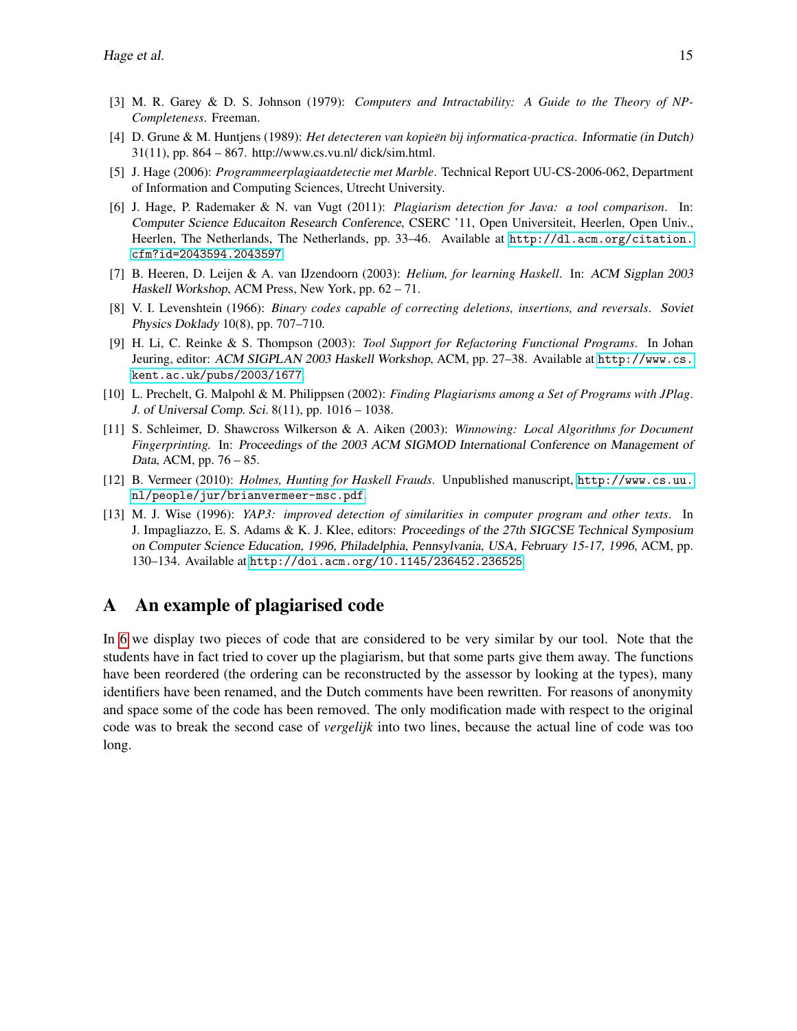[3] M. R. Garey & D. S. Johnson (1979): *Computers and Intractability: A Guide to the Theory of NP-Completeness*. Freeman.

[4] D. Grune & M. Huntjens (1989): *Het detecteren van kopieën bij informatica-practica*. Informatie (in Dutch) 31(11), pp. 864 – 867. http://www.cs.vu.nl/ dick/sim.html.

[5] J. Hage (2006): *Programmeerplagiaatdetectie met Marble*. Technical Report UU-CS-2006-062, Department of Information and Computing Sciences, Utrecht University.

[6] J. Hage, P. Rademaker & N. van Vugt (2011): *Plagiarism detection for Java: a tool comparison*. In: Computer Science Educaiton Research Conference, CSERC '11, Open Universiteit, Heerlen, Open Univ., Heerlen, The Netherlands, The Netherlands, pp. 33–46. Available at http://dl.acm.org/citation.cfm?id=2043594.2043597.

[7] B. Heeren, D. Leijen & A. van IJzendoorn (2003): *Helium, for learning Haskell*. In: ACM Sigplan 2003 Haskell Workshop, ACM Press, New York, pp. 62 – 71.

[8] V. I. Levenshtein (1966): *Binary codes capable of correcting deletions, insertions, and reversals*. Soviet Physics Doklady 10(8), pp. 707–710.

[9] H. Li, C. Reinke & S. Thompson (2003): *Tool Support for Refactoring Functional Programs*. In Johan Jeuring, editor: ACM SIGPLAN 2003 Haskell Workshop, ACM, pp. 27–38. Available at http://www.cs.kent.ac.uk/pubs/2003/1677.

[10] L. Prechelt, G. Malpohl & M. Philippsen (2002): *Finding Plagiarisms among a Set of Programs with JPlag*. J. of Universal Comp. Sci. 8(11), pp. 1016 – 1038.

[11] S. Schleimer, D. Shawcross Wilkerson & A. Aiken (2003): *Winnowing: Local Algorithms for Document Fingerprinting*. In: Proceedings of the 2003 ACM SIGMOD International Conference on Management of Data, ACM, pp. 76 – 85.

[12] B. Vermeer (2010): *Holmes, Hunting for Haskell Frauds*. Unpublished manuscript, http://www.cs.uu.nl/people/jur/brianvermeer-msc.pdf.

[13] M. J. Wise (1996): *YAP3: improved detection of similarities in computer program and other texts*. In J. Impagliazzo, E. S. Adams & K. J. Klee, editors: Proceedings of the 27th SIGCSE Technical Symposium on Computer Science Education, 1996, Philadelphia, Pennsylvania, USA, February 15-17, 1996, ACM, pp. 130–134. Available at http://doi.acm.org/10.1145/236452.236525.

# A An example of plagiarised code

In 6 we display two pieces of code that are considered to be very similar by our tool. Note that the students have in fact tried to cover up the plagiarism, but that some parts give them away. The functions have been reordered (the ordering can be reconstructed by the assessor by looking at the types), many identifiers have been renamed, and the Dutch comments have been rewritten. For reasons of anonymity and space some of the code has been removed. The only modification made with respect to the original code was to break the second case of *vergelijk* into two lines, because the actual line of code was too long.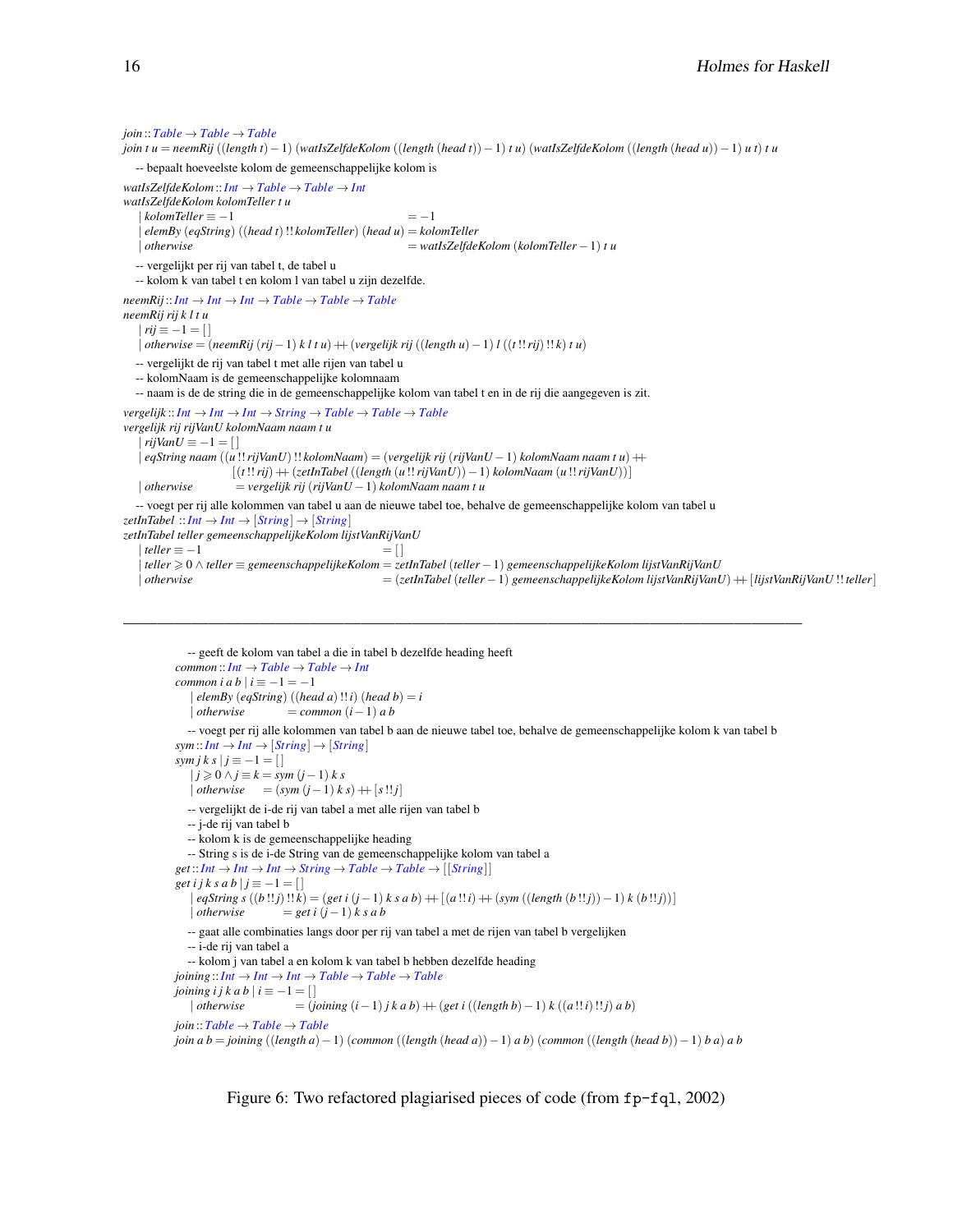```haskell
join :: Table → Table → Table
join t u = neemRij ((length t) − 1) (watIsZelfdeKolom ((length (head t)) − 1) t u) (watIsZelfdeKolom ((length (head u)) − 1) u t) t u
```

-- bepaalt hoeveelste kolom de gemeenschappelijke kolom is

```haskell
watIsZelfdeKolom :: Int → Table → Table → Int
watIsZelfdeKolom kolomTeller t u
  | kolomTeller ≡ −1                                   = −1
  | elemBy (eqString) ((head t) !! kolomTeller) (head u) = kolomTeller
  | otherwise                                          = watIsZelfdeKolom (kolomTeller − 1) t u
```

-- vergelijkt per rij van tabel t, de tabel u
-- kolom k van tabel t en kolom l van tabel u zijn dezelfde.

```haskell
neemRij :: Int → Int → Int → Table → Table → Table
neemRij rij k l t u
  | rij ≡ −1 = []
  | otherwise = (neemRij (rij − 1) k l t u) ++ (vergelijk rij ((length u) − 1) l ((t !! rij) !! k) t u)
```

-- vergelijkt de rij van tabel t met alle rijen van tabel u
-- kolomNaam is de gemeenschappelijke kolomnaam
-- naam is de de string die in de gemeenschappelijke kolom van tabel t en in de rij die aangegeven is zit.

```haskell
vergelijk :: Int → Int → Int → String → Table → Table → Table
vergelijk rij rijVanU kolomNaam naam t u
  | rijVanU ≡ −1 = []
  | eqString naam ((u !! rijVanU) !! kolomNaam) = (vergelijk rij (rijVanU − 1) kolomNaam naam t u) ++
                       [(t !! rij) ++ (zetInTabel ((length (u !! rijVanU)) − 1) kolomNaam (u !! rijVanU))]
  | otherwise          = vergelijk rij (rijVanU − 1) kolomNaam naam t u
```

-- voegt per rij alle kolommen van tabel u aan de nieuwe tabel toe, behalve de gemeenschappelijke kolom van tabel u

```haskell
zetInTabel :: Int → Int → [String] → [String]
zetInTabel teller gemeenschappelijkeKolom lijstVanRijVanU
  | teller ≡ −1                                        = []
  | teller ⩾ 0 ∧ teller ≡ gemeenschappelijkeKolom = zetInTabel (teller − 1) gemeenschappelijkeKolom lijstVanRijVanU
  | otherwise                                          = (zetInTabel (teller − 1) gemeenschappelijkeKolom lijstVanRijVanU) ++ [lijstVanRijVanU !! teller]
```

---

-- geeft de kolom van tabel a die in tabel b dezelfde heading heeft

```haskell
common :: Int → Table → Table → Int
common i a b | i ≡ −1 = −1
  | elemBy (eqString) ((head a) !! i) (head b) = i
  | otherwise          = common (i − 1) a b
```

-- voegt per rij alle kolommen van tabel b aan de nieuwe tabel toe, behalve de gemeenschappelijke kolom k van tabel b

```haskell
sym :: Int → Int → [String] → [String]
sym j k s | j ≡ −1 = []
  | j ⩾ 0 ∧ j ≡ k = sym (j − 1) k s
  | otherwise     = (sym (j − 1) k s) ++ [s !! j]
```

-- vergelijkt de i-de rij van tabel a met alle rijen van tabel b
-- j-de rij van tabel b
-- kolom k is de gemeenschappelijke heading
-- String s is de i-de String van de gemeenschappelijke kolom van tabel a

```haskell
get :: Int → Int → Int → String → Table → Table → [[String]]
get i j k s a b | j ≡ −1 = []
  | eqString s ((b !! j) !! k) = (get i (j − 1) k s a b) ++ [(a !! i) ++ (sym ((length (b !! j)) − 1) k (b !! j))]
  | otherwise          = get i (j − 1) k s a b
```

-- gaat alle combinaties langs door per rij van tabel a met de rijen van tabel b vergelijken
-- i-de rij van tabel a
-- kolom j van tabel a en kolom k van tabel b hebben dezelfde heading

```haskell
joining :: Int → Int → Int → Table → Table → Table
joining i j k a b | i ≡ −1 = []
  | otherwise              = (joining (i − 1) j k a b) ++ (get i ((length b) − 1) k ((a !! i) !! j) a b)

join :: Table → Table → Table
join a b = joining ((length a) − 1) (common ((length (head a)) − 1) a b) (common ((length (head b)) − 1) b a) a b
```

Figure 6: Two refactored plagiarised pieces of code (from `fp-fql`, 2002)